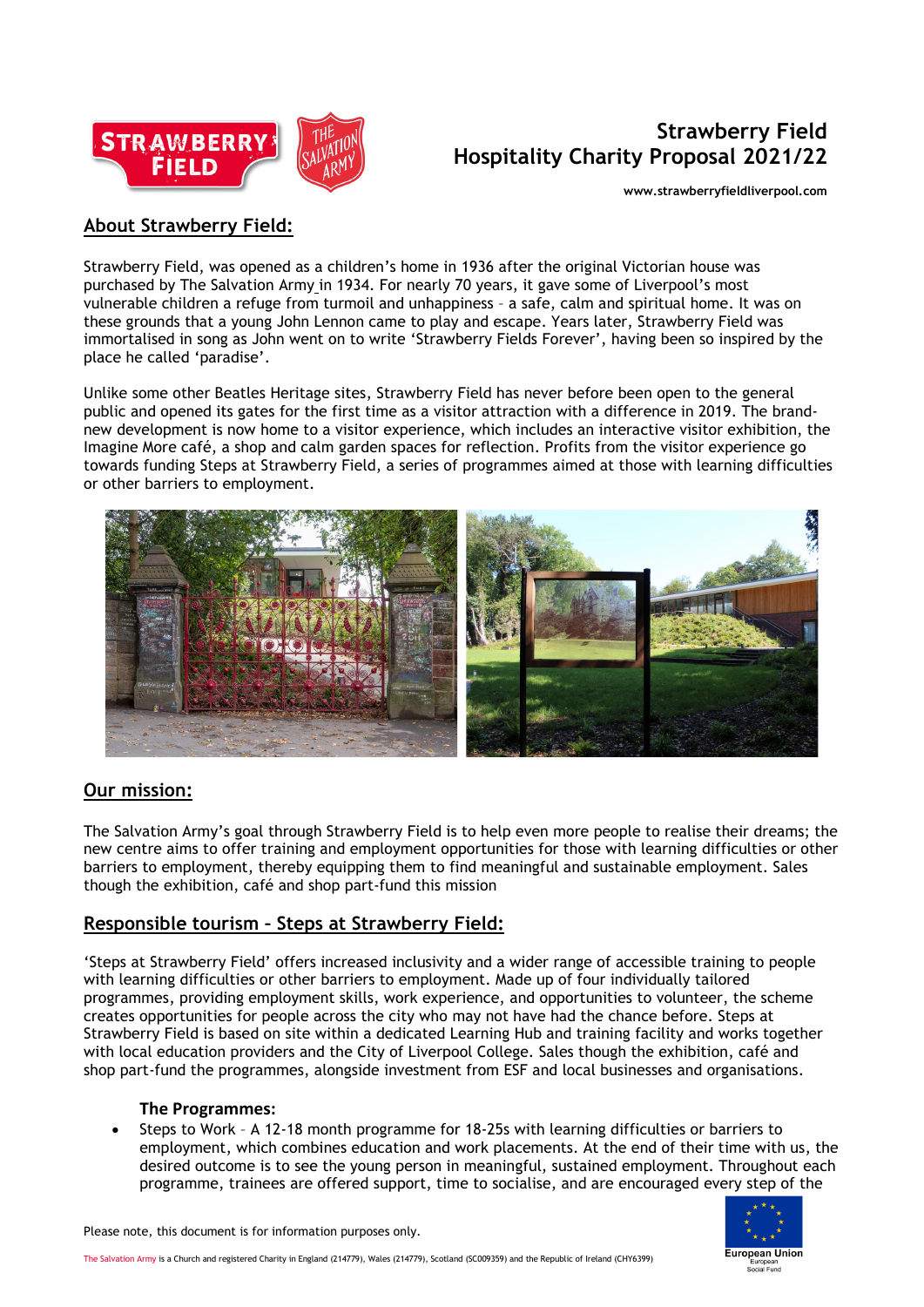# Strawberry Field
# Hospitality Charity Proposal 2021/22

www.strawberryfieldliverpool.com

## About Strawberry Field:

Strawberry Field, was opened as a children's home in 1936 after the original Victorian house was purchased by The Salvation Army in 1934. For nearly 70 years, it gave some of Liverpool's most vulnerable children a refuge from turmoil and unhappiness – a safe, calm and spiritual home. It was on these grounds that a young John Lennon came to play and escape. Years later, Strawberry Field was immortalised in song as John went on to write 'Strawberry Fields Forever', having been so inspired by the place he called 'paradise'.

Unlike some other Beatles Heritage sites, Strawberry Field has never before been open to the general public and opened its gates for the first time as a visitor attraction with a difference in 2019. The brand-new development is now home to a visitor experience, which includes an interactive visitor exhibition, the Imagine More café, a shop and calm garden spaces for reflection. Profits from the visitor experience go towards funding Steps at Strawberry Field, a series of programmes aimed at those with learning difficulties or other barriers to employment.

## Our mission:

The Salvation Army's goal through Strawberry Field is to help even more people to realise their dreams; the new centre aims to offer training and employment opportunities for those with learning difficulties or other barriers to employment, thereby equipping them to find meaningful and sustainable employment. Sales though the exhibition, café and shop part-fund this mission

## Responsible tourism - Steps at Strawberry Field:

'Steps at Strawberry Field' offers increased inclusivity and a wider range of accessible training to people with learning difficulties or other barriers to employment. Made up of four individually tailored programmes, providing employment skills, work experience, and opportunities to volunteer, the scheme creates opportunities for people across the city who may not have had the chance before. Steps at Strawberry Field is based on site within a dedicated Learning Hub and training facility and works together with local education providers and the City of Liverpool College. Sales though the exhibition, café and shop part-fund the programmes, alongside investment from ESF and local businesses and organisations.

### The Programmes:

- Steps to Work – A 12-18 month programme for 18-25s with learning difficulties or barriers to employment, which combines education and work placements. At the end of their time with us, the desired outcome is to see the young person in meaningful, sustained employment. Throughout each programme, trainees are offered support, time to socialise, and are encouraged every step of the

Please note, this document is for information purposes only.

The Salvation Army is a Church and registered Charity in England (214779), Wales (214779), Scotland (SC009359) and the Republic of Ireland (CHY6399)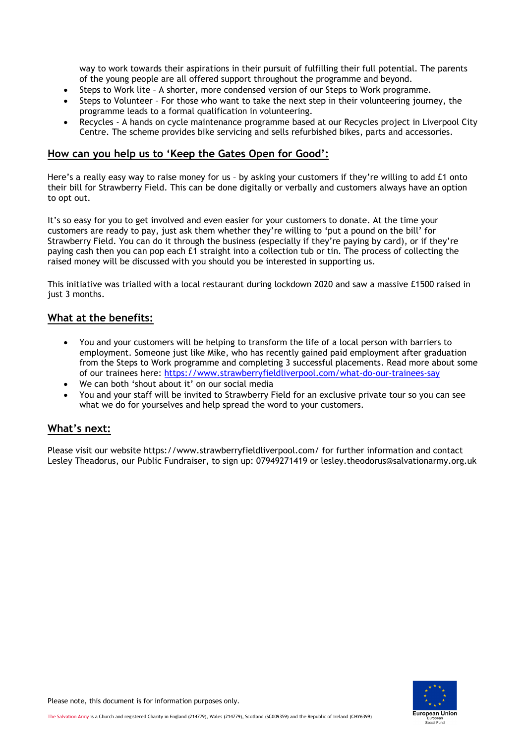way to work towards their aspirations in their pursuit of fulfilling their full potential. The parents of the young people are all offered support throughout the programme and beyond.

- Steps to Work lite – A shorter, more condensed version of our Steps to Work programme.
- Steps to Volunteer – For those who want to take the next step in their volunteering journey, the programme leads to a formal qualification in volunteering.
- Recycles - A hands on cycle maintenance programme based at our Recycles project in Liverpool City Centre. The scheme provides bike servicing and sells refurbished bikes, parts and accessories.

## How can you help us to 'Keep the Gates Open for Good':

Here's a really easy way to raise money for us – by asking your customers if they're willing to add £1 onto their bill for Strawberry Field. This can be done digitally or verbally and customers always have an option to opt out.

It's so easy for you to get involved and even easier for your customers to donate. At the time your customers are ready to pay, just ask them whether they're willing to 'put a pound on the bill' for Strawberry Field. You can do it through the business (especially if they're paying by card), or if they're paying cash then you can pop each £1 straight into a collection tub or tin. The process of collecting the raised money will be discussed with you should you be interested in supporting us.

This initiative was trialled with a local restaurant during lockdown 2020 and saw a massive £1500 raised in just 3 months.

## What at the benefits:

- You and your customers will be helping to transform the life of a local person with barriers to employment. Someone just like Mike, who has recently gained paid employment after graduation from the Steps to Work programme and completing 3 successful placements. Read more about some of our trainees here: https://www.strawberryfieldliverpool.com/what-do-our-trainees-say
- We can both 'shout about it' on our social media
- You and your staff will be invited to Strawberry Field for an exclusive private tour so you can see what we do for yourselves and help spread the word to your customers.

## What's next:

Please visit our website https://www.strawberryfieldliverpool.com/ for further information and contact Lesley Theadorus, our Public Fundraiser, to sign up: 07949271419 or lesley.theodorus@salvationarmy.org.uk

Please note, this document is for information purposes only.

The Salvation Army is a Church and registered Charity in England (214779), Wales (214779), Scotland (SC009359) and the Republic of Ireland (CHY6399)

European Union
European Social Fund